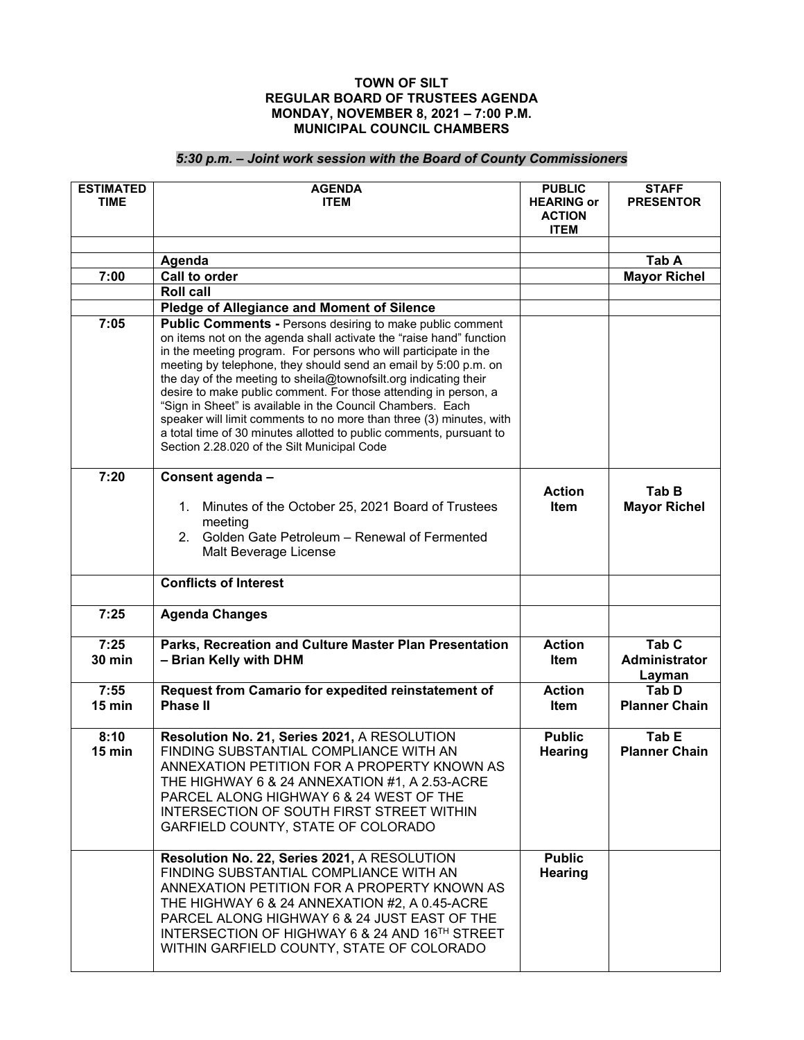**TOWN OF SILT**
**REGULAR BOARD OF TRUSTEES AGENDA**
**MONDAY, NOVEMBER 8, 2021 – 7:00 P.M.**
**MUNICIPAL COUNCIL CHAMBERS**

***5:30 p.m. – Joint work session with the Board of County Commissioners***

| ESTIMATED TIME | AGENDA ITEM | PUBLIC HEARING or ACTION ITEM | STAFF PRESENTOR |
|---|---|---|---|
| | | | |
| | **Agenda** | | **Tab A** |
| **7:00** | **Call to order** | | **Mayor Richel** |
| | **Roll call** | | |
| | **Pledge of Allegiance and Moment of Silence** | | |
| **7:05** | **Public Comments -** Persons desiring to make public comment on items not on the agenda shall activate the "raise hand" function in the meeting program. For persons who will participate in the meeting by telephone, they should send an email by 5:00 p.m. on the day of the meeting to sheila@townofsilt.org indicating their desire to make public comment. For those attending in person, a "Sign in Sheet" is available in the Council Chambers. Each speaker will limit comments to no more than three (3) minutes, with a total time of 30 minutes allotted to public comments, pursuant to Section 2.28.020 of the Silt Municipal Code | | |
| **7:20** | **Consent agenda –** 1. Minutes of the October 25, 2021 Board of Trustees meeting 2. Golden Gate Petroleum – Renewal of Fermented Malt Beverage License | **Action Item** | **Tab B Mayor Richel** |
| | **Conflicts of Interest** | | |
| **7:25** | **Agenda Changes** | | |
| **7:25 30 min** | **Parks, Recreation and Culture Master Plan Presentation – Brian Kelly with DHM** | **Action Item** | **Tab C Administrator Layman** |
| **7:55 15 min** | **Request from Camario for expedited reinstatement of Phase II** | **Action Item** | **Tab D Planner Chain** |
| **8:10 15 min** | **Resolution No. 21, Series 2021,** A RESOLUTION FINDING SUBSTANTIAL COMPLIANCE WITH AN ANNEXATION PETITION FOR A PROPERTY KNOWN AS THE HIGHWAY 6 & 24 ANNEXATION #1, A 2.53-ACRE PARCEL ALONG HIGHWAY 6 & 24 WEST OF THE INTERSECTION OF SOUTH FIRST STREET WITHIN GARFIELD COUNTY, STATE OF COLORADO | **Public Hearing** | **Tab E Planner Chain** |
| | **Resolution No. 22, Series 2021,** A RESOLUTION FINDING SUBSTANTIAL COMPLIANCE WITH AN ANNEXATION PETITION FOR A PROPERTY KNOWN AS THE HIGHWAY 6 & 24 ANNEXATION #2, A 0.45-ACRE PARCEL ALONG HIGHWAY 6 & 24 JUST EAST OF THE INTERSECTION OF HIGHWAY 6 & 24 AND 16TH STREET WITHIN GARFIELD COUNTY, STATE OF COLORADO | **Public Hearing** | |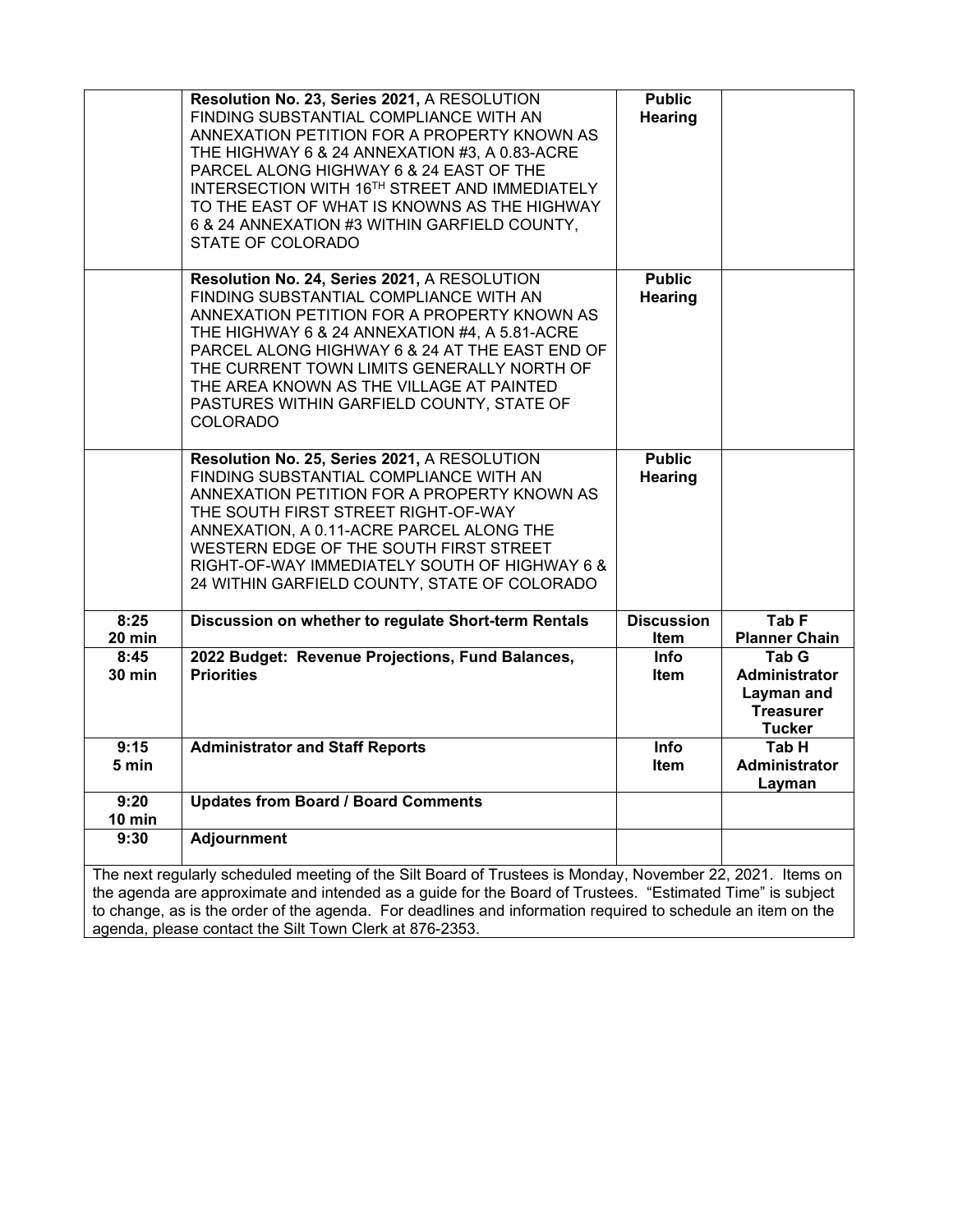| | | | |
|---|---|---|---|
| | **Resolution No. 23, Series 2021,** A RESOLUTION FINDING SUBSTANTIAL COMPLIANCE WITH AN ANNEXATION PETITION FOR A PROPERTY KNOWN AS THE HIGHWAY 6 & 24 ANNEXATION #3, A 0.83-ACRE PARCEL ALONG HIGHWAY 6 & 24 EAST OF THE INTERSECTION WITH 16TH STREET AND IMMEDIATELY TO THE EAST OF WHAT IS KNOWNS AS THE HIGHWAY 6 & 24 ANNEXATION #3 WITHIN GARFIELD COUNTY, STATE OF COLORADO | **Public Hearing** | |
| | **Resolution No. 24, Series 2021,** A RESOLUTION FINDING SUBSTANTIAL COMPLIANCE WITH AN ANNEXATION PETITION FOR A PROPERTY KNOWN AS THE HIGHWAY 6 & 24 ANNEXATION #4, A 5.81-ACRE PARCEL ALONG HIGHWAY 6 & 24 AT THE EAST END OF THE CURRENT TOWN LIMITS GENERALLY NORTH OF THE AREA KNOWN AS THE VILLAGE AT PAINTED PASTURES WITHIN GARFIELD COUNTY, STATE OF COLORADO | **Public Hearing** | |
| | **Resolution No. 25, Series 2021,** A RESOLUTION FINDING SUBSTANTIAL COMPLIANCE WITH AN ANNEXATION PETITION FOR A PROPERTY KNOWN AS THE SOUTH FIRST STREET RIGHT-OF-WAY ANNEXATION, A 0.11-ACRE PARCEL ALONG THE WESTERN EDGE OF THE SOUTH FIRST STREET RIGHT-OF-WAY IMMEDIATELY SOUTH OF HIGHWAY 6 & 24 WITHIN GARFIELD COUNTY, STATE OF COLORADO | **Public Hearing** | |
| **8:25 20 min** | **Discussion on whether to regulate Short-term Rentals** | **Discussion Item** | **Tab F Planner Chain** |
| **8:45 30 min** | **2022 Budget: Revenue Projections, Fund Balances, Priorities** | **Info Item** | **Tab G Administrator Layman and Treasurer Tucker** |
| **9:15 5 min** | **Administrator and Staff Reports** | **Info Item** | **Tab H Administrator Layman** |
| **9:20 10 min** | **Updates from Board / Board Comments** | | |
| **9:30** | **Adjournment** | | |

The next regularly scheduled meeting of the Silt Board of Trustees is Monday, November 22, 2021. Items on the agenda are approximate and intended as a guide for the Board of Trustees. "Estimated Time" is subject to change, as is the order of the agenda. For deadlines and information required to schedule an item on the agenda, please contact the Silt Town Clerk at 876-2353.